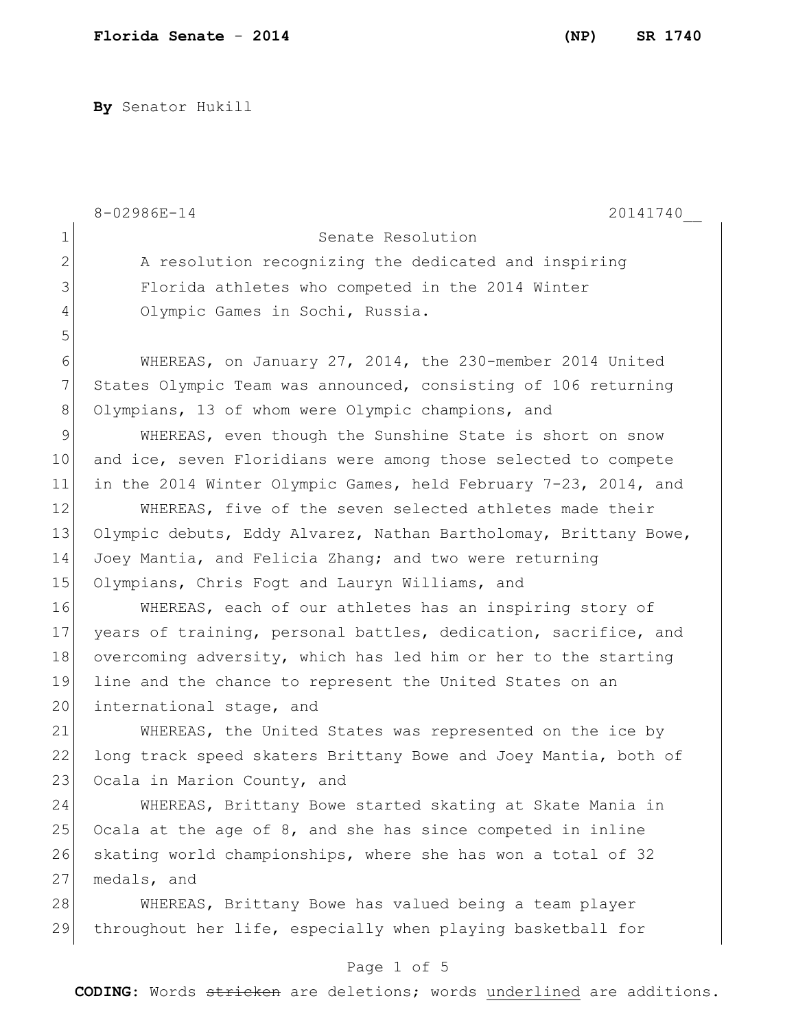**By** Senator Hukill

8-02986E-14 20141740__

Senate Resolution

A resolution recognizing the dedicated and inspiring Florida athletes who competed in the 2014 Winter Olympic Games in Sochi, Russia.

WHEREAS, on January 27, 2014, the 230-member 2014 United States Olympic Team was announced, consisting of 106 returning Olympians, 13 of whom were Olympic champions, and

WHEREAS, even though the Sunshine State is short on snow and ice, seven Floridians were among those selected to compete in the 2014 Winter Olympic Games, held February 7-23, 2014, and

WHEREAS, five of the seven selected athletes made their Olympic debuts, Eddy Alvarez, Nathan Bartholomay, Brittany Bowe, Joey Mantia, and Felicia Zhang; and two were returning Olympians, Chris Fogt and Lauryn Williams, and

WHEREAS, each of our athletes has an inspiring story of years of training, personal battles, dedication, sacrifice, and overcoming adversity, which has led him or her to the starting line and the chance to represent the United States on an international stage, and

WHEREAS, the United States was represented on the ice by long track speed skaters Brittany Bowe and Joey Mantia, both of Ocala in Marion County, and

WHEREAS, Brittany Bowe started skating at Skate Mania in Ocala at the age of 8, and she has since competed in inline skating world championships, where she has won a total of 32 medals, and

WHEREAS, Brittany Bowe has valued being a team player throughout her life, especially when playing basketball for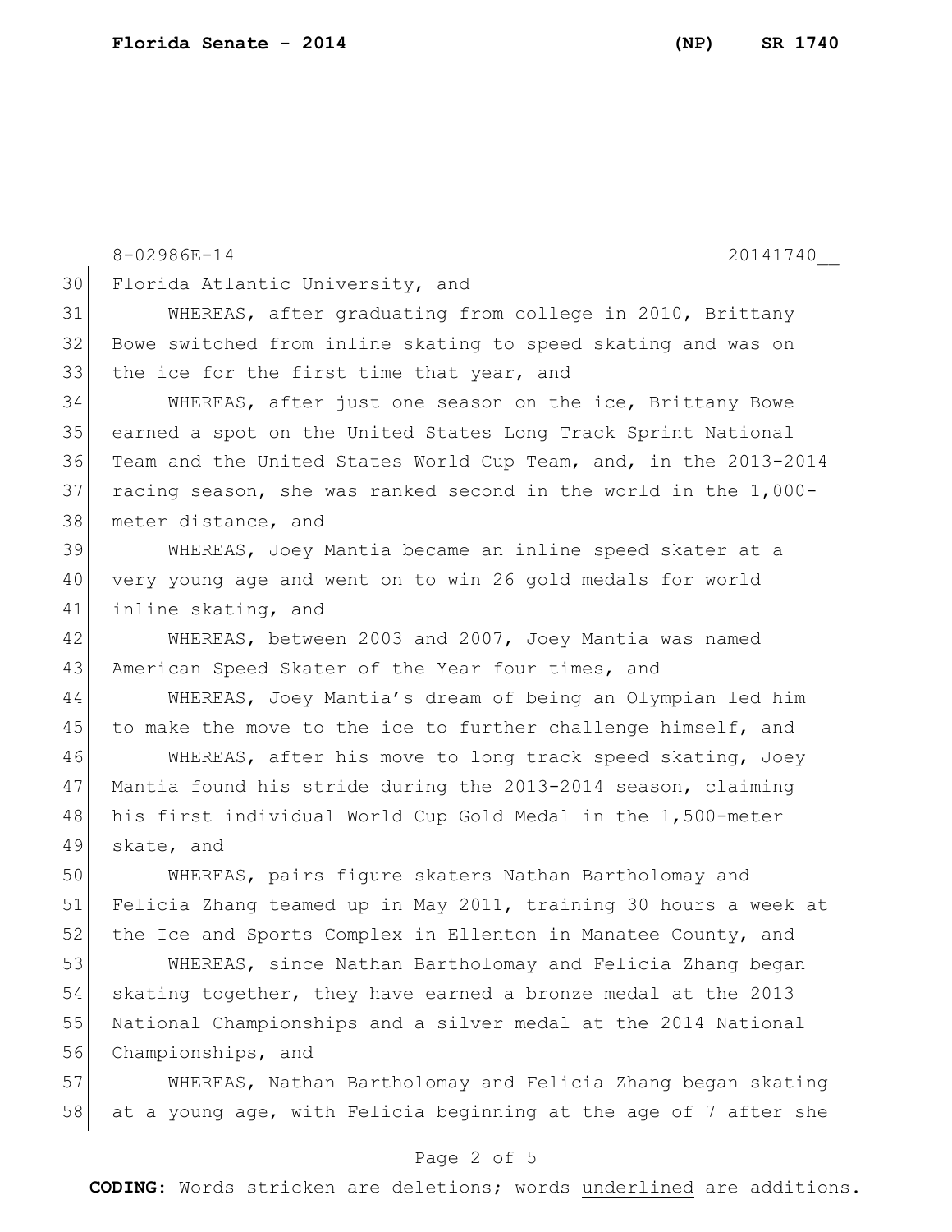Florida Atlantic University, and

WHEREAS, after graduating from college in 2010, Brittany Bowe switched from inline skating to speed skating and was on the ice for the first time that year, and

WHEREAS, after just one season on the ice, Brittany Bowe earned a spot on the United States Long Track Sprint National Team and the United States World Cup Team, and, in the 2013-2014 racing season, she was ranked second in the world in the 1,000-meter distance, and

WHEREAS, Joey Mantia became an inline speed skater at a very young age and went on to win 26 gold medals for world inline skating, and

WHEREAS, between 2003 and 2007, Joey Mantia was named American Speed Skater of the Year four times, and

WHEREAS, Joey Mantia's dream of being an Olympian led him to make the move to the ice to further challenge himself, and

WHEREAS, after his move to long track speed skating, Joey Mantia found his stride during the 2013-2014 season, claiming his first individual World Cup Gold Medal in the 1,500-meter skate, and

WHEREAS, pairs figure skaters Nathan Bartholomay and Felicia Zhang teamed up in May 2011, training 30 hours a week at the Ice and Sports Complex in Ellenton in Manatee County, and

WHEREAS, since Nathan Bartholomay and Felicia Zhang began skating together, they have earned a bronze medal at the 2013 National Championships and a silver medal at the 2014 National Championships, and

WHEREAS, Nathan Bartholomay and Felicia Zhang began skating at a young age, with Felicia beginning at the age of 7 after she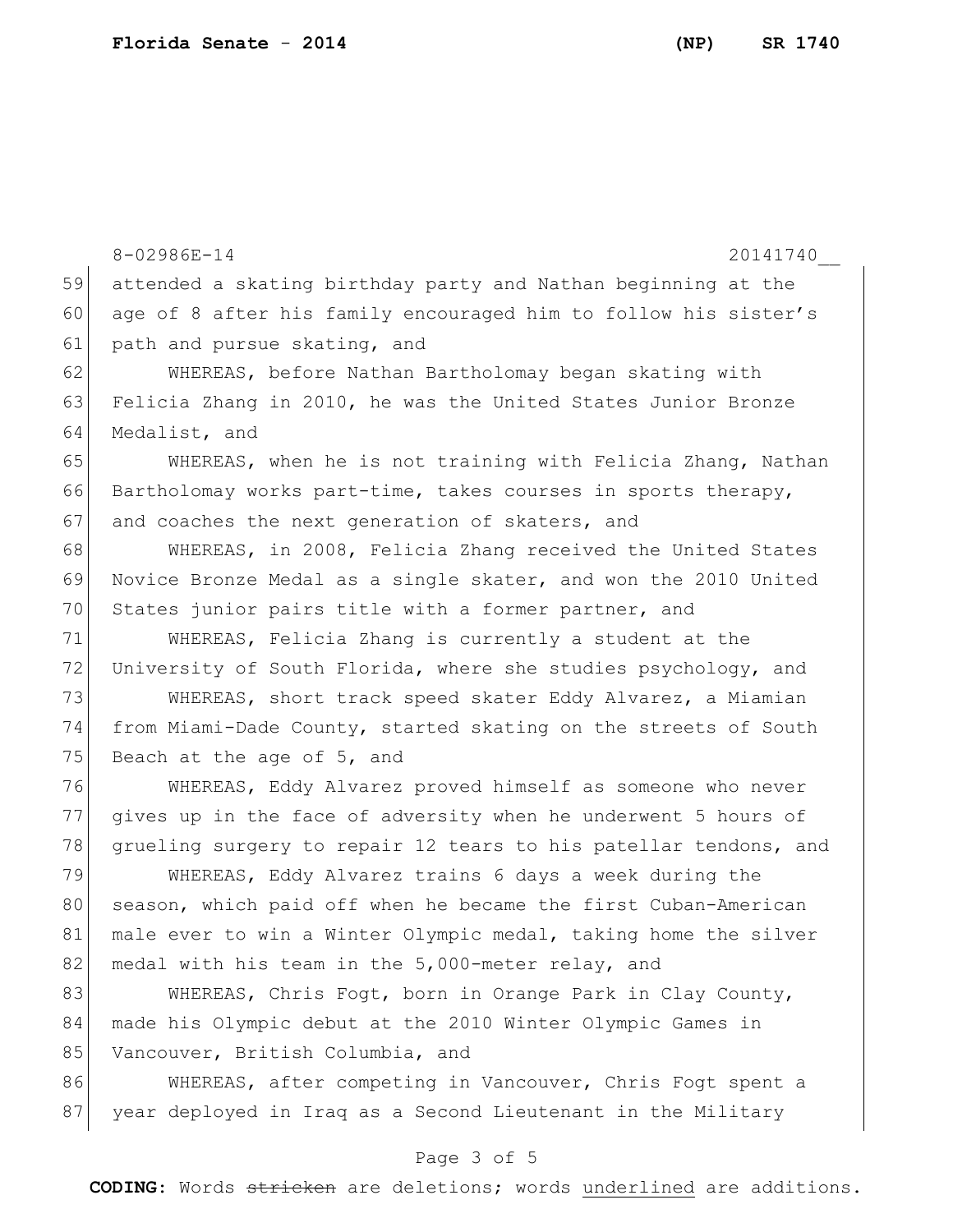attended a skating birthday party and Nathan beginning at the age of 8 after his family encouraged him to follow his sister's path and pursue skating, and

WHEREAS, before Nathan Bartholomay began skating with Felicia Zhang in 2010, he was the United States Junior Bronze Medalist, and

WHEREAS, when he is not training with Felicia Zhang, Nathan Bartholomay works part-time, takes courses in sports therapy, and coaches the next generation of skaters, and

WHEREAS, in 2008, Felicia Zhang received the United States Novice Bronze Medal as a single skater, and won the 2010 United States junior pairs title with a former partner, and

WHEREAS, Felicia Zhang is currently a student at the University of South Florida, where she studies psychology, and

WHEREAS, short track speed skater Eddy Alvarez, a Miamian from Miami-Dade County, started skating on the streets of South Beach at the age of 5, and

WHEREAS, Eddy Alvarez proved himself as someone who never gives up in the face of adversity when he underwent 5 hours of grueling surgery to repair 12 tears to his patellar tendons, and

WHEREAS, Eddy Alvarez trains 6 days a week during the season, which paid off when he became the first Cuban-American male ever to win a Winter Olympic medal, taking home the silver medal with his team in the 5,000-meter relay, and

WHEREAS, Chris Fogt, born in Orange Park in Clay County, made his Olympic debut at the 2010 Winter Olympic Games in Vancouver, British Columbia, and

WHEREAS, after competing in Vancouver, Chris Fogt spent a year deployed in Iraq as a Second Lieutenant in the Military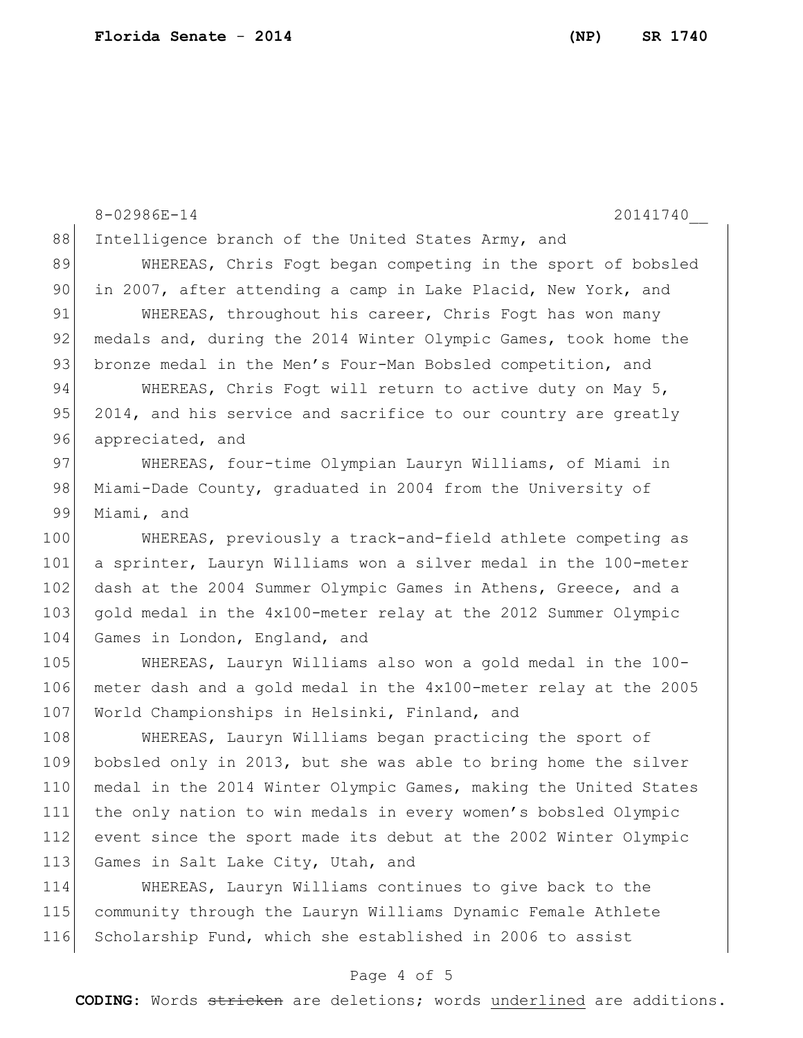Intelligence branch of the United States Army, and

WHEREAS, Chris Fogt began competing in the sport of bobsled in 2007, after attending a camp in Lake Placid, New York, and

WHEREAS, throughout his career, Chris Fogt has won many medals and, during the 2014 Winter Olympic Games, took home the bronze medal in the Men's Four-Man Bobsled competition, and

WHEREAS, Chris Fogt will return to active duty on May 5, 2014, and his service and sacrifice to our country are greatly appreciated, and

WHEREAS, four-time Olympian Lauryn Williams, of Miami in Miami-Dade County, graduated in 2004 from the University of Miami, and

WHEREAS, previously a track-and-field athlete competing as a sprinter, Lauryn Williams won a silver medal in the 100-meter dash at the 2004 Summer Olympic Games in Athens, Greece, and a gold medal in the 4x100-meter relay at the 2012 Summer Olympic Games in London, England, and

WHEREAS, Lauryn Williams also won a gold medal in the 100-meter dash and a gold medal in the 4x100-meter relay at the 2005 World Championships in Helsinki, Finland, and

WHEREAS, Lauryn Williams began practicing the sport of bobsled only in 2013, but she was able to bring home the silver medal in the 2014 Winter Olympic Games, making the United States the only nation to win medals in every women's bobsled Olympic event since the sport made its debut at the 2002 Winter Olympic Games in Salt Lake City, Utah, and

WHEREAS, Lauryn Williams continues to give back to the community through the Lauryn Williams Dynamic Female Athlete Scholarship Fund, which she established in 2006 to assist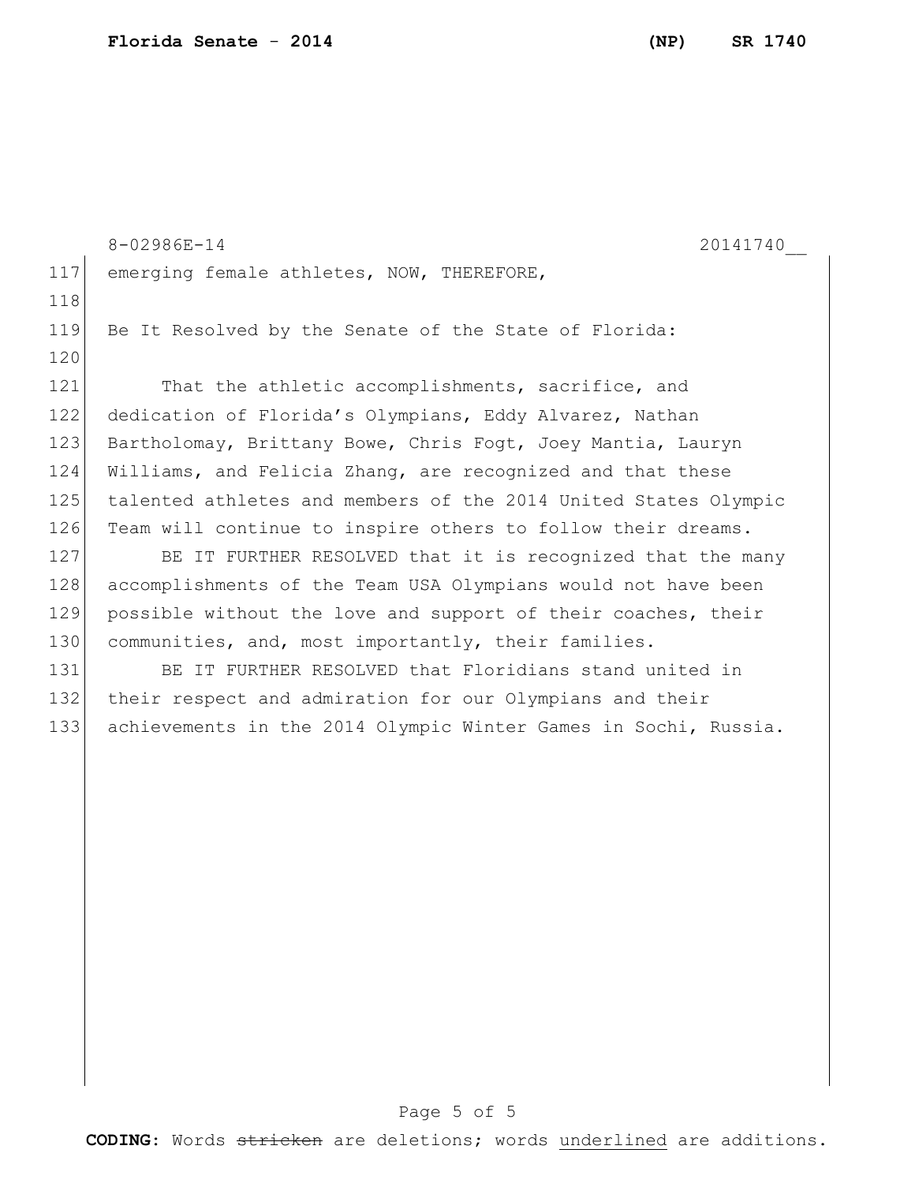emerging female athletes, NOW, THEREFORE,

Be It Resolved by the Senate of the State of Florida:

That the athletic accomplishments, sacrifice, and dedication of Florida's Olympians, Eddy Alvarez, Nathan Bartholomay, Brittany Bowe, Chris Fogt, Joey Mantia, Lauryn Williams, and Felicia Zhang, are recognized and that these talented athletes and members of the 2014 United States Olympic Team will continue to inspire others to follow their dreams.

BE IT FURTHER RESOLVED that it is recognized that the many accomplishments of the Team USA Olympians would not have been possible without the love and support of their coaches, their communities, and, most importantly, their families.

BE IT FURTHER RESOLVED that Floridians stand united in their respect and admiration for our Olympians and their achievements in the 2014 Olympic Winter Games in Sochi, Russia.